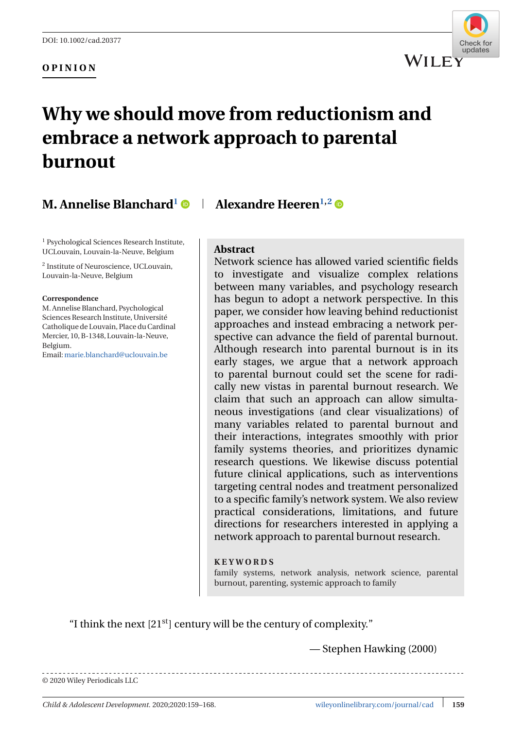DOI: 10.1002/cad.20377

**OPINION**

# Why we should move from reductionism and embrace a network approach to parental burnout

**M. Annelise Blanchard**[1] | **Alexandre Heeren**[1,2]

[1] Psychological Sciences Research Institute, UCLouvain, Louvain-la-Neuve, Belgium

[2] Institute of Neuroscience, UCLouvain, Louvain-la-Neuve, Belgium

**Correspondence**
M. Annelise Blanchard, Psychological Sciences Research Institute, Université Catholique de Louvain, Place du Cardinal Mercier, 10, B-1348, Louvain-la-Neuve, Belgium.
Email: marie.blanchard@uclouvain.be

## Abstract

Network science has allowed varied scientific fields to investigate and visualize complex relations between many variables, and psychology research has begun to adopt a network perspective. In this paper, we consider how leaving behind reductionist approaches and instead embracing a network perspective can advance the field of parental burnout. Although research into parental burnout is in its early stages, we argue that a network approach to parental burnout could set the scene for radically new vistas in parental burnout research. We claim that such an approach can allow simultaneous investigations (and clear visualizations) of many variables related to parental burnout and their interactions, integrates smoothly with prior family systems theories, and prioritizes dynamic research questions. We likewise discuss potential future clinical applications, such as interventions targeting central nodes and treatment personalized to a specific family's network system. We also review practical considerations, limitations, and future directions for researchers interested in applying a network approach to parental burnout research.

**KEYWORDS**

family systems, network analysis, network science, parental burnout, parenting, systemic approach to family

> "I think the next [21$^{st}$] century will be the century of complexity."
>
> — Stephen Hawking (2000)

© 2020 Wiley Periodicals LLC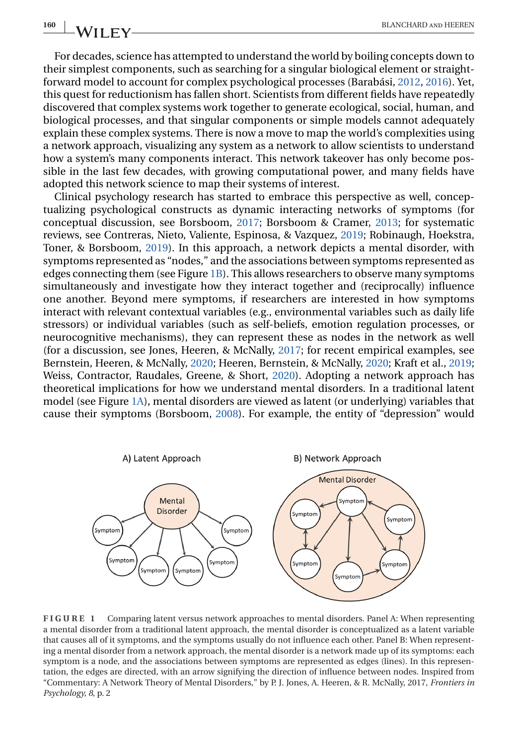For decades, science has attempted to understand the world by boiling concepts down to their simplest components, such as searching for a singular biological element or straightforward model to account for complex psychological processes (Barabási, 2012, 2016). Yet, this quest for reductionism has fallen short. Scientists from different fields have repeatedly discovered that complex systems work together to generate ecological, social, human, and biological processes, and that singular components or simple models cannot adequately explain these complex systems. There is now a move to map the world's complexities using a network approach, visualizing any system as a network to allow scientists to understand how a system's many components interact. This network takeover has only become possible in the last few decades, with growing computational power, and many fields have adopted this network science to map their systems of interest.

Clinical psychology research has started to embrace this perspective as well, conceptualizing psychological constructs as dynamic interacting networks of symptoms (for conceptual discussion, see Borsboom, 2017; Borsboom & Cramer, 2013; for systematic reviews, see Contreras, Nieto, Valiente, Espinosa, & Vazquez, 2019; Robinaugh, Hoekstra, Toner, & Borsboom, 2019). In this approach, a network depicts a mental disorder, with symptoms represented as "nodes," and the associations between symptoms represented as edges connecting them (see Figure 1B). This allows researchers to observe many symptoms simultaneously and investigate how they interact together and (reciprocally) influence one another. Beyond mere symptoms, if researchers are interested in how symptoms interact with relevant contextual variables (e.g., environmental variables such as daily life stressors) or individual variables (such as self-beliefs, emotion regulation processes, or neurocognitive mechanisms), they can represent these as nodes in the network as well (for a discussion, see Jones, Heeren, & McNally, 2017; for recent empirical examples, see Bernstein, Heeren, & McNally, 2020; Heeren, Bernstein, & McNally, 2020; Kraft et al., 2019; Weiss, Contractor, Raudales, Greene, & Short, 2020). Adopting a network approach has theoretical implications for how we understand mental disorders. In a traditional latent model (see Figure 1A), mental disorders are viewed as latent (or underlying) variables that cause their symptoms (Borsboom, 2008). For example, the entity of "depression" would

**FIGURE 1** Comparing latent versus network approaches to mental disorders. Panel A: When representing a mental disorder from a traditional latent approach, the mental disorder is conceptualized as a latent variable that causes all of it symptoms, and the symptoms usually do not influence each other. Panel B: When representing a mental disorder from a network approach, the mental disorder is a network made up of its symptoms: each symptom is a node, and the associations between symptoms are represented as edges (lines). In this representation, the edges are directed, with an arrow signifying the direction of influence between nodes. Inspired from "Commentary: A Network Theory of Mental Disorders," by P. J. Jones, A. Heeren, & R. McNally, 2017, *Frontiers in Psychology, 8*, p. 2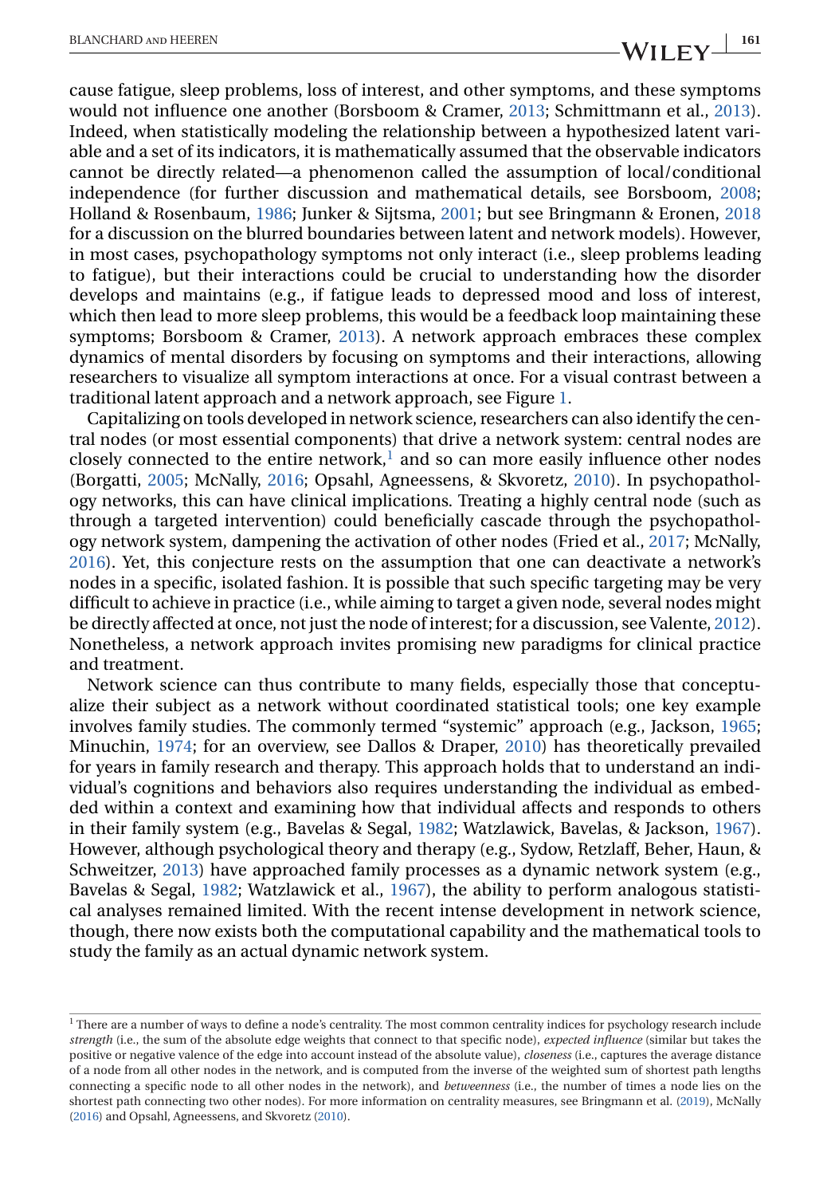cause fatigue, sleep problems, loss of interest, and other symptoms, and these symptoms would not influence one another (Borsboom & Cramer, 2013; Schmittmann et al., 2013). Indeed, when statistically modeling the relationship between a hypothesized latent variable and a set of its indicators, it is mathematically assumed that the observable indicators cannot be directly related—a phenomenon called the assumption of local/conditional independence (for further discussion and mathematical details, see Borsboom, 2008; Holland & Rosenbaum, 1986; Junker & Sijtsma, 2001; but see Bringmann & Eronen, 2018 for a discussion on the blurred boundaries between latent and network models). However, in most cases, psychopathology symptoms not only interact (i.e., sleep problems leading to fatigue), but their interactions could be crucial to understanding how the disorder develops and maintains (e.g., if fatigue leads to depressed mood and loss of interest, which then lead to more sleep problems, this would be a feedback loop maintaining these symptoms; Borsboom & Cramer, 2013). A network approach embraces these complex dynamics of mental disorders by focusing on symptoms and their interactions, allowing researchers to visualize all symptom interactions at once. For a visual contrast between a traditional latent approach and a network approach, see Figure 1.

Capitalizing on tools developed in network science, researchers can also identify the central nodes (or most essential components) that drive a network system: central nodes are closely connected to the entire network,[1] and so can more easily influence other nodes (Borgatti, 2005; McNally, 2016; Opsahl, Agneessens, & Skvoretz, 2010). In psychopathology networks, this can have clinical implications. Treating a highly central node (such as through a targeted intervention) could beneficially cascade through the psychopathology network system, dampening the activation of other nodes (Fried et al., 2017; McNally, 2016). Yet, this conjecture rests on the assumption that one can deactivate a network's nodes in a specific, isolated fashion. It is possible that such specific targeting may be very difficult to achieve in practice (i.e., while aiming to target a given node, several nodes might be directly affected at once, not just the node of interest; for a discussion, see Valente, 2012). Nonetheless, a network approach invites promising new paradigms for clinical practice and treatment.

Network science can thus contribute to many fields, especially those that conceptualize their subject as a network without coordinated statistical tools; one key example involves family studies. The commonly termed "systemic" approach (e.g., Jackson, 1965; Minuchin, 1974; for an overview, see Dallos & Draper, 2010) has theoretically prevailed for years in family research and therapy. This approach holds that to understand an individual's cognitions and behaviors also requires understanding the individual as embedded within a context and examining how that individual affects and responds to others in their family system (e.g., Bavelas & Segal, 1982; Watzlawick, Bavelas, & Jackson, 1967). However, although psychological theory and therapy (e.g., Sydow, Retzlaff, Beher, Haun, & Schweitzer, 2013) have approached family processes as a dynamic network system (e.g., Bavelas & Segal, 1982; Watzlawick et al., 1967), the ability to perform analogous statistical analyses remained limited. With the recent intense development in network science, though, there now exists both the computational capability and the mathematical tools to study the family as an actual dynamic network system.

---

[1] There are a number of ways to define a node's centrality. The most common centrality indices for psychology research include *strength* (i.e., the sum of the absolute edge weights that connect to that specific node), *expected influence* (similar but takes the positive or negative valence of the edge into account instead of the absolute value), *closeness* (i.e., captures the average distance of a node from all other nodes in the network, and is computed from the inverse of the weighted sum of shortest path lengths connecting a specific node to all other nodes in the network), and *betweenness* (i.e., the number of times a node lies on the shortest path connecting two other nodes). For more information on centrality measures, see Bringmann et al. (2019), McNally (2016) and Opsahl, Agneessens, and Skvoretz (2010).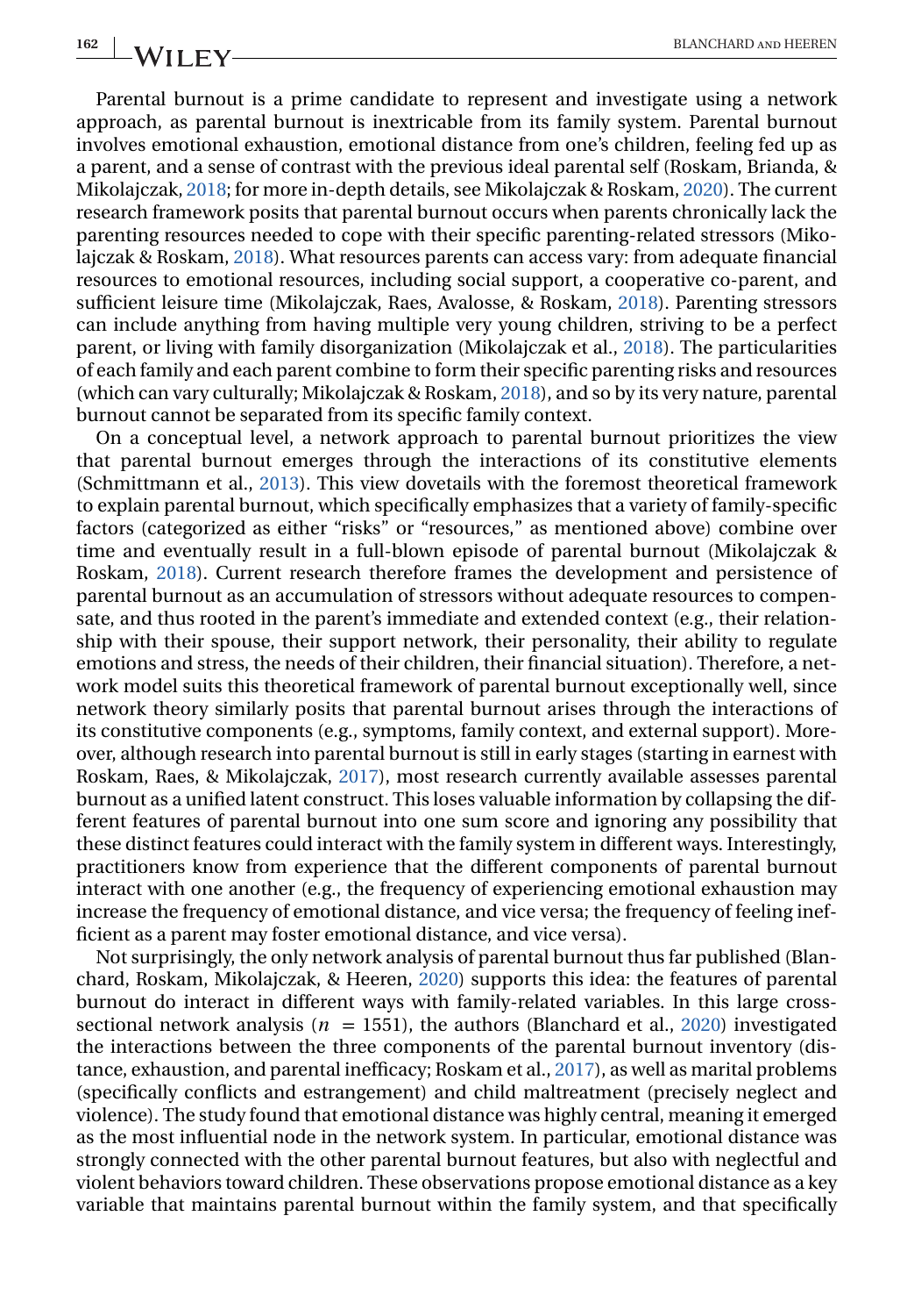Parental burnout is a prime candidate to represent and investigate using a network approach, as parental burnout is inextricable from its family system. Parental burnout involves emotional exhaustion, emotional distance from one's children, feeling fed up as a parent, and a sense of contrast with the previous ideal parental self (Roskam, Brianda, & Mikolajczak, 2018; for more in-depth details, see Mikolajczak & Roskam, 2020). The current research framework posits that parental burnout occurs when parents chronically lack the parenting resources needed to cope with their specific parenting-related stressors (Mikolajczak & Roskam, 2018). What resources parents can access vary: from adequate financial resources to emotional resources, including social support, a cooperative co-parent, and sufficient leisure time (Mikolajczak, Raes, Avalosse, & Roskam, 2018). Parenting stressors can include anything from having multiple very young children, striving to be a perfect parent, or living with family disorganization (Mikolajczak et al., 2018). The particularities of each family and each parent combine to form their specific parenting risks and resources (which can vary culturally; Mikolajczak & Roskam, 2018), and so by its very nature, parental burnout cannot be separated from its specific family context.

On a conceptual level, a network approach to parental burnout prioritizes the view that parental burnout emerges through the interactions of its constitutive elements (Schmittmann et al., 2013). This view dovetails with the foremost theoretical framework to explain parental burnout, which specifically emphasizes that a variety of family-specific factors (categorized as either "risks" or "resources," as mentioned above) combine over time and eventually result in a full-blown episode of parental burnout (Mikolajczak & Roskam, 2018). Current research therefore frames the development and persistence of parental burnout as an accumulation of stressors without adequate resources to compensate, and thus rooted in the parent's immediate and extended context (e.g., their relationship with their spouse, their support network, their personality, their ability to regulate emotions and stress, the needs of their children, their financial situation). Therefore, a network model suits this theoretical framework of parental burnout exceptionally well, since network theory similarly posits that parental burnout arises through the interactions of its constitutive components (e.g., symptoms, family context, and external support). Moreover, although research into parental burnout is still in early stages (starting in earnest with Roskam, Raes, & Mikolajczak, 2017), most research currently available assesses parental burnout as a unified latent construct. This loses valuable information by collapsing the different features of parental burnout into one sum score and ignoring any possibility that these distinct features could interact with the family system in different ways. Interestingly, practitioners know from experience that the different components of parental burnout interact with one another (e.g., the frequency of experiencing emotional exhaustion may increase the frequency of emotional distance, and vice versa; the frequency of feeling inefficient as a parent may foster emotional distance, and vice versa).

Not surprisingly, the only network analysis of parental burnout thus far published (Blanchard, Roskam, Mikolajczak, & Heeren, 2020) supports this idea: the features of parental burnout do interact in different ways with family-related variables. In this large cross-sectional network analysis ($n = 1551$), the authors (Blanchard et al., 2020) investigated the interactions between the three components of the parental burnout inventory (distance, exhaustion, and parental inefficacy; Roskam et al., 2017), as well as marital problems (specifically conflicts and estrangement) and child maltreatment (precisely neglect and violence). The study found that emotional distance was highly central, meaning it emerged as the most influential node in the network system. In particular, emotional distance was strongly connected with the other parental burnout features, but also with neglectful and violent behaviors toward children. These observations propose emotional distance as a key variable that maintains parental burnout within the family system, and that specifically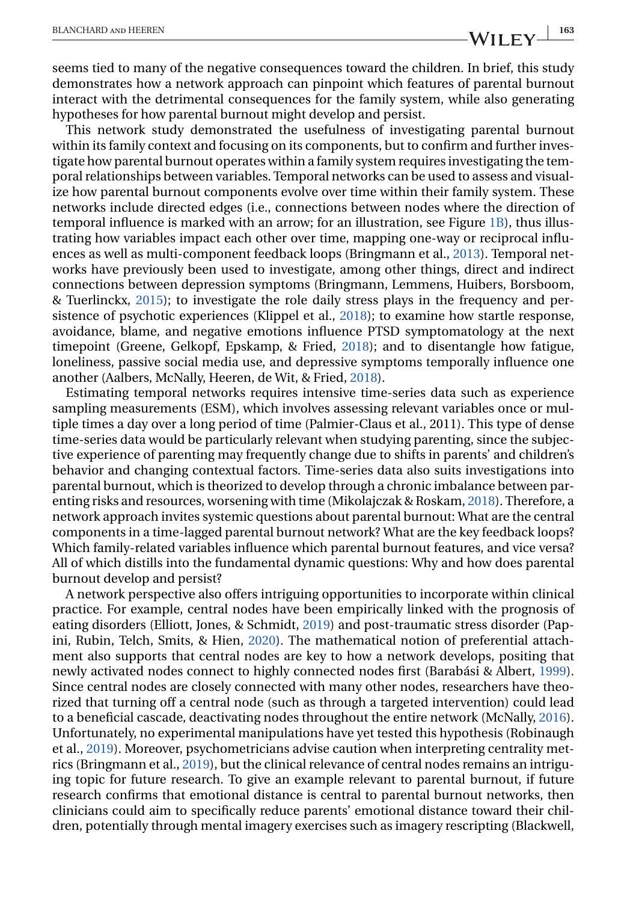seems tied to many of the negative consequences toward the children. In brief, this study demonstrates how a network approach can pinpoint which features of parental burnout interact with the detrimental consequences for the family system, while also generating hypotheses for how parental burnout might develop and persist.

This network study demonstrated the usefulness of investigating parental burnout within its family context and focusing on its components, but to confirm and further investigate how parental burnout operates within a family system requires investigating the temporal relationships between variables. Temporal networks can be used to assess and visualize how parental burnout components evolve over time within their family system. These networks include directed edges (i.e., connections between nodes where the direction of temporal influence is marked with an arrow; for an illustration, see Figure 1B), thus illustrating how variables impact each other over time, mapping one-way or reciprocal influences as well as multi-component feedback loops (Bringmann et al., 2013). Temporal networks have previously been used to investigate, among other things, direct and indirect connections between depression symptoms (Bringmann, Lemmens, Huibers, Borsboom, & Tuerlinckx, 2015); to investigate the role daily stress plays in the frequency and persistence of psychotic experiences (Klippel et al., 2018); to examine how startle response, avoidance, blame, and negative emotions influence PTSD symptomatology at the next timepoint (Greene, Gelkopf, Epskamp, & Fried, 2018); and to disentangle how fatigue, loneliness, passive social media use, and depressive symptoms temporally influence one another (Aalbers, McNally, Heeren, de Wit, & Fried, 2018).

Estimating temporal networks requires intensive time-series data such as experience sampling measurements (ESM), which involves assessing relevant variables once or multiple times a day over a long period of time (Palmier-Claus et al., 2011). This type of dense time-series data would be particularly relevant when studying parenting, since the subjective experience of parenting may frequently change due to shifts in parents' and children's behavior and changing contextual factors. Time-series data also suits investigations into parental burnout, which is theorized to develop through a chronic imbalance between parenting risks and resources, worsening with time (Mikolajczak & Roskam, 2018). Therefore, a network approach invites systemic questions about parental burnout: What are the central components in a time-lagged parental burnout network? What are the key feedback loops? Which family-related variables influence which parental burnout features, and vice versa? All of which distills into the fundamental dynamic questions: Why and how does parental burnout develop and persist?

A network perspective also offers intriguing opportunities to incorporate within clinical practice. For example, central nodes have been empirically linked with the prognosis of eating disorders (Elliott, Jones, & Schmidt, 2019) and post-traumatic stress disorder (Papini, Rubin, Telch, Smits, & Hien, 2020). The mathematical notion of preferential attachment also supports that central nodes are key to how a network develops, positing that newly activated nodes connect to highly connected nodes first (Barabási & Albert, 1999). Since central nodes are closely connected with many other nodes, researchers have theorized that turning off a central node (such as through a targeted intervention) could lead to a beneficial cascade, deactivating nodes throughout the entire network (McNally, 2016). Unfortunately, no experimental manipulations have yet tested this hypothesis (Robinaugh et al., 2019). Moreover, psychometricians advise caution when interpreting centrality metrics (Bringmann et al., 2019), but the clinical relevance of central nodes remains an intriguing topic for future research. To give an example relevant to parental burnout, if future research confirms that emotional distance is central to parental burnout networks, then clinicians could aim to specifically reduce parents' emotional distance toward their children, potentially through mental imagery exercises such as imagery rescripting (Blackwell,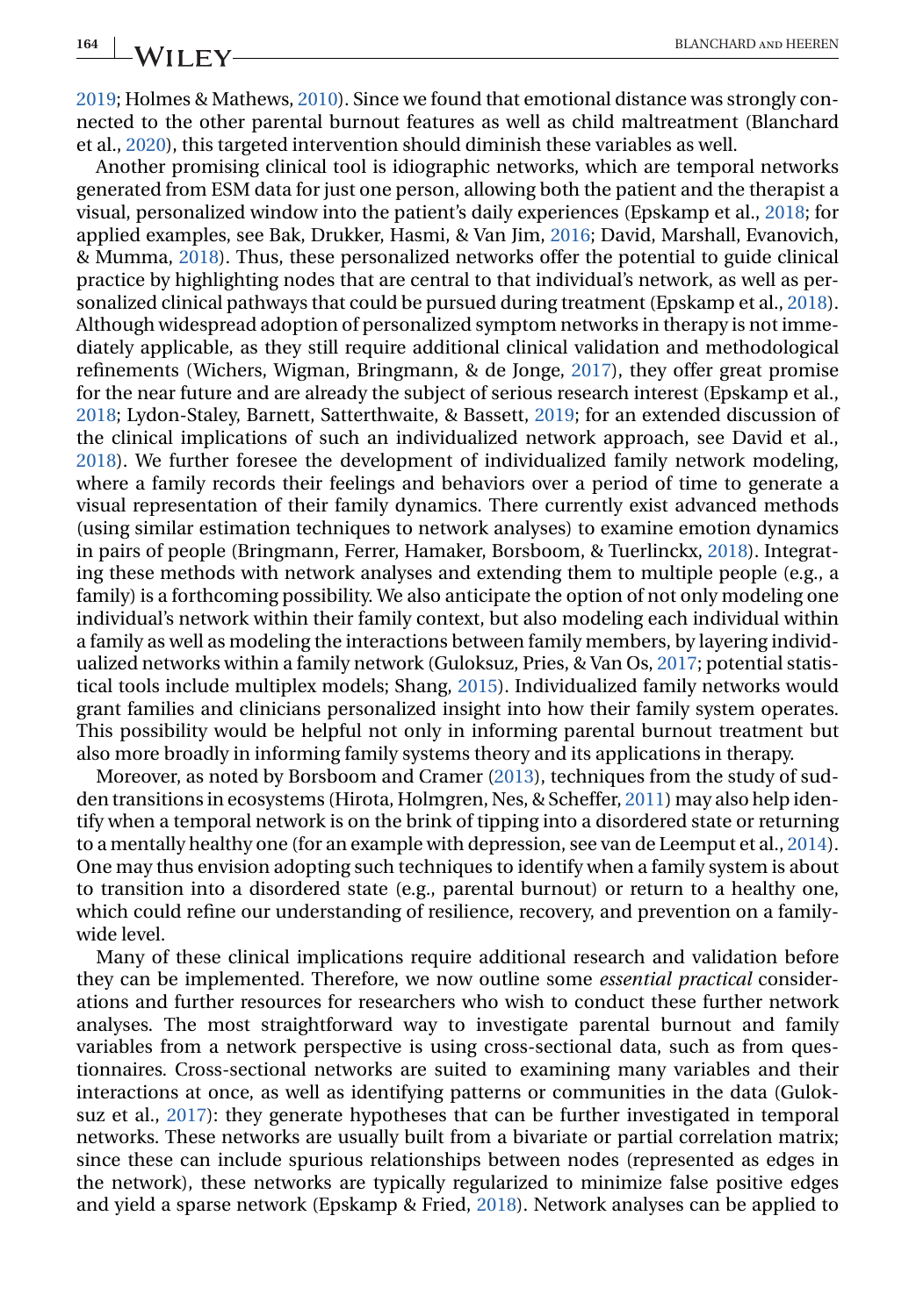2019; Holmes & Mathews, 2010). Since we found that emotional distance was strongly connected to the other parental burnout features as well as child maltreatment (Blanchard et al., 2020), this targeted intervention should diminish these variables as well.

Another promising clinical tool is idiographic networks, which are temporal networks generated from ESM data for just one person, allowing both the patient and the therapist a visual, personalized window into the patient's daily experiences (Epskamp et al., 2018; for applied examples, see Bak, Drukker, Hasmi, & Van Jim, 2016; David, Marshall, Evanovich, & Mumma, 2018). Thus, these personalized networks offer the potential to guide clinical practice by highlighting nodes that are central to that individual's network, as well as personalized clinical pathways that could be pursued during treatment (Epskamp et al., 2018). Although widespread adoption of personalized symptom networks in therapy is not immediately applicable, as they still require additional clinical validation and methodological refinements (Wichers, Wigman, Bringmann, & de Jonge, 2017), they offer great promise for the near future and are already the subject of serious research interest (Epskamp et al., 2018; Lydon-Staley, Barnett, Satterthwaite, & Bassett, 2019; for an extended discussion of the clinical implications of such an individualized network approach, see David et al., 2018). We further foresee the development of individualized family network modeling, where a family records their feelings and behaviors over a period of time to generate a visual representation of their family dynamics. There currently exist advanced methods (using similar estimation techniques to network analyses) to examine emotion dynamics in pairs of people (Bringmann, Ferrer, Hamaker, Borsboom, & Tuerlinckx, 2018). Integrating these methods with network analyses and extending them to multiple people (e.g., a family) is a forthcoming possibility. We also anticipate the option of not only modeling one individual's network within their family context, but also modeling each individual within a family as well as modeling the interactions between family members, by layering individualized networks within a family network (Guloksuz, Pries, & Van Os, 2017; potential statistical tools include multiplex models; Shang, 2015). Individualized family networks would grant families and clinicians personalized insight into how their family system operates. This possibility would be helpful not only in informing parental burnout treatment but also more broadly in informing family systems theory and its applications in therapy.

Moreover, as noted by Borsboom and Cramer (2013), techniques from the study of sudden transitions in ecosystems (Hirota, Holmgren, Nes, & Scheffer, 2011) may also help identify when a temporal network is on the brink of tipping into a disordered state or returning to a mentally healthy one (for an example with depression, see van de Leemput et al., 2014). One may thus envision adopting such techniques to identify when a family system is about to transition into a disordered state (e.g., parental burnout) or return to a healthy one, which could refine our understanding of resilience, recovery, and prevention on a family-wide level.

Many of these clinical implications require additional research and validation before they can be implemented. Therefore, we now outline some *essential practical* considerations and further resources for researchers who wish to conduct these further network analyses. The most straightforward way to investigate parental burnout and family variables from a network perspective is using cross-sectional data, such as from questionnaires. Cross-sectional networks are suited to examining many variables and their interactions at once, as well as identifying patterns or communities in the data (Guloksuz et al., 2017): they generate hypotheses that can be further investigated in temporal networks. These networks are usually built from a bivariate or partial correlation matrix; since these can include spurious relationships between nodes (represented as edges in the network), these networks are typically regularized to minimize false positive edges and yield a sparse network (Epskamp & Fried, 2018). Network analyses can be applied to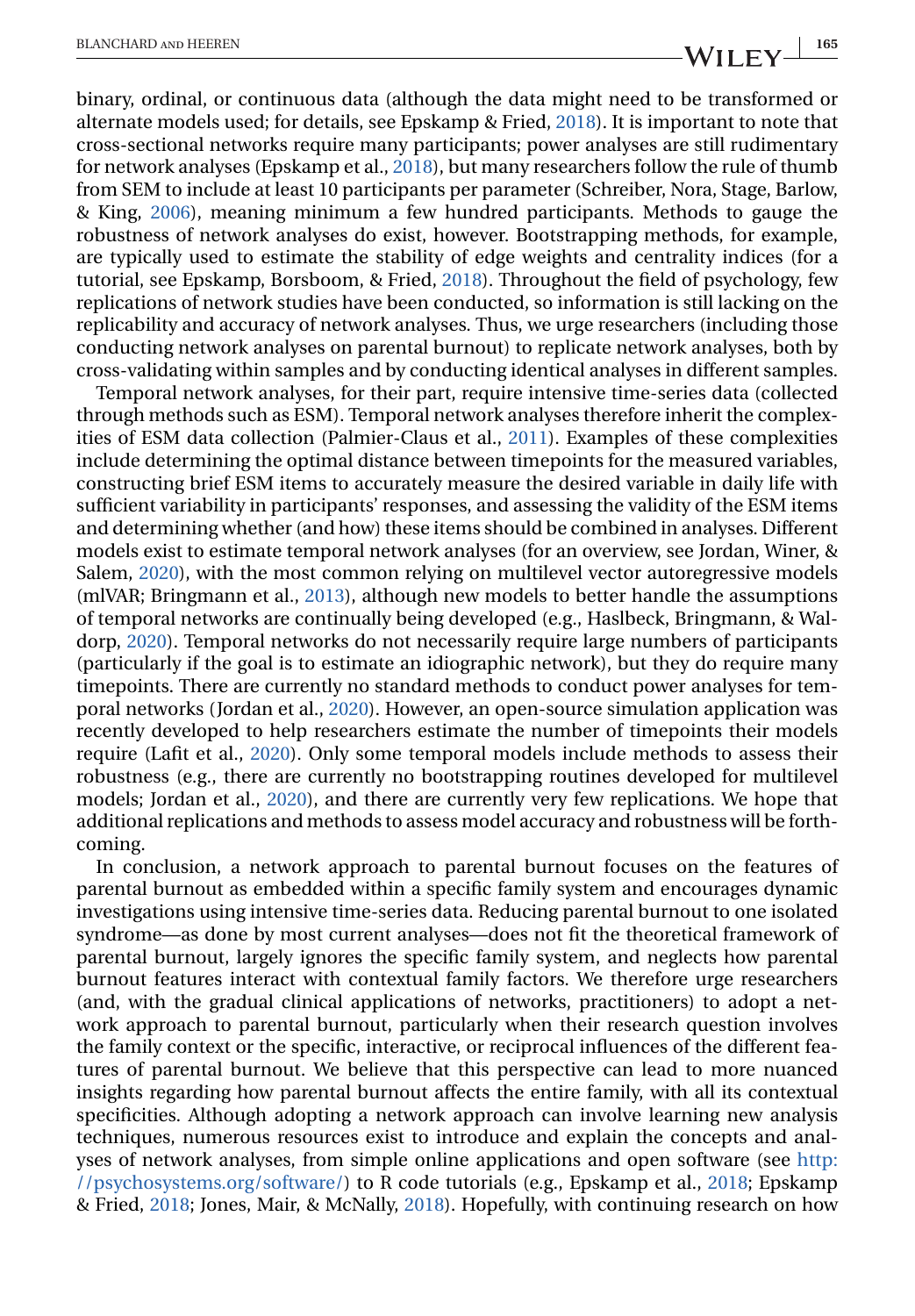binary, ordinal, or continuous data (although the data might need to be transformed or alternate models used; for details, see Epskamp & Fried, 2018). It is important to note that cross-sectional networks require many participants; power analyses are still rudimentary for network analyses (Epskamp et al., 2018), but many researchers follow the rule of thumb from SEM to include at least 10 participants per parameter (Schreiber, Nora, Stage, Barlow, & King, 2006), meaning minimum a few hundred participants. Methods to gauge the robustness of network analyses do exist, however. Bootstrapping methods, for example, are typically used to estimate the stability of edge weights and centrality indices (for a tutorial, see Epskamp, Borsboom, & Fried, 2018). Throughout the field of psychology, few replications of network studies have been conducted, so information is still lacking on the replicability and accuracy of network analyses. Thus, we urge researchers (including those conducting network analyses on parental burnout) to replicate network analyses, both by cross-validating within samples and by conducting identical analyses in different samples.

Temporal network analyses, for their part, require intensive time-series data (collected through methods such as ESM). Temporal network analyses therefore inherit the complexities of ESM data collection (Palmier-Claus et al., 2011). Examples of these complexities include determining the optimal distance between timepoints for the measured variables, constructing brief ESM items to accurately measure the desired variable in daily life with sufficient variability in participants' responses, and assessing the validity of the ESM items and determining whether (and how) these items should be combined in analyses. Different models exist to estimate temporal network analyses (for an overview, see Jordan, Winer, & Salem, 2020), with the most common relying on multilevel vector autoregressive models (mlVAR; Bringmann et al., 2013), although new models to better handle the assumptions of temporal networks are continually being developed (e.g., Haslbeck, Bringmann, & Waldorp, 2020). Temporal networks do not necessarily require large numbers of participants (particularly if the goal is to estimate an idiographic network), but they do require many timepoints. There are currently no standard methods to conduct power analyses for temporal networks (Jordan et al., 2020). However, an open-source simulation application was recently developed to help researchers estimate the number of timepoints their models require (Lafit et al., 2020). Only some temporal models include methods to assess their robustness (e.g., there are currently no bootstrapping routines developed for multilevel models; Jordan et al., 2020), and there are currently very few replications. We hope that additional replications and methods to assess model accuracy and robustness will be forthcoming.

In conclusion, a network approach to parental burnout focuses on the features of parental burnout as embedded within a specific family system and encourages dynamic investigations using intensive time-series data. Reducing parental burnout to one isolated syndrome—as done by most current analyses—does not fit the theoretical framework of parental burnout, largely ignores the specific family system, and neglects how parental burnout features interact with contextual family factors. We therefore urge researchers (and, with the gradual clinical applications of networks, practitioners) to adopt a network approach to parental burnout, particularly when their research question involves the family context or the specific, interactive, or reciprocal influences of the different features of parental burnout. We believe that this perspective can lead to more nuanced insights regarding how parental burnout affects the entire family, with all its contextual specificities. Although adopting a network approach can involve learning new analysis techniques, numerous resources exist to introduce and explain the concepts and analyses of network analyses, from simple online applications and open software (see http://psychosystems.org/software/) to R code tutorials (e.g., Epskamp et al., 2018; Epskamp & Fried, 2018; Jones, Mair, & McNally, 2018). Hopefully, with continuing research on how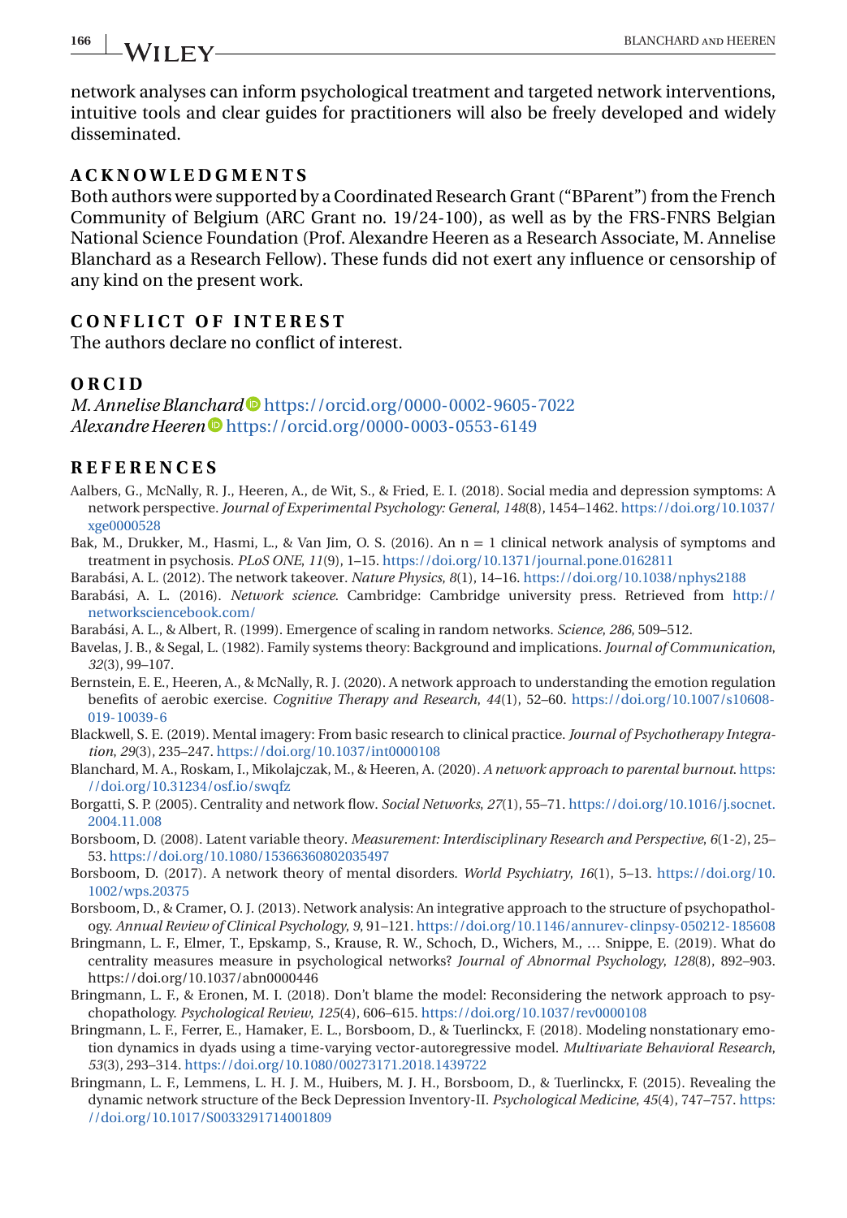network analyses can inform psychological treatment and targeted network interventions, intuitive tools and clear guides for practitioners will also be freely developed and widely disseminated.

## ACKNOWLEDGMENTS

Both authors were supported by a Coordinated Research Grant ("BParent") from the French Community of Belgium (ARC Grant no. 19/24-100), as well as by the FRS-FNRS Belgian National Science Foundation (Prof. Alexandre Heeren as a Research Associate, M. Annelise Blanchard as a Research Fellow). These funds did not exert any influence or censorship of any kind on the present work.

## CONFLICT OF INTEREST

The authors declare no conflict of interest.

## ORCID

*M. Annelise Blanchard* https://orcid.org/0000-0002-9605-7022
*Alexandre Heeren* https://orcid.org/0000-0003-0553-6149

## REFERENCES

Aalbers, G., McNally, R. J., Heeren, A., de Wit, S., & Fried, E. I. (2018). Social media and depression symptoms: A network perspective. *Journal of Experimental Psychology: General*, *148*(8), 1454–1462. https://doi.org/10.1037/xge0000528

Bak, M., Drukker, M., Hasmi, L., & Van Jim, O. S. (2016). An n = 1 clinical network analysis of symptoms and treatment in psychosis. *PLoS ONE*, *11*(9), 1–15. https://doi.org/10.1371/journal.pone.0162811

Barabási, A. L. (2012). The network takeover. *Nature Physics*, *8*(1), 14–16. https://doi.org/10.1038/nphys2188

Barabási, A. L. (2016). *Network science*. Cambridge: Cambridge university press. Retrieved from http://networksciencebook.com/

Barabási, A. L., & Albert, R. (1999). Emergence of scaling in random networks. *Science*, *286*, 509–512.

Bavelas, J. B., & Segal, L. (1982). Family systems theory: Background and implications. *Journal of Communication*, *32*(3), 99–107.

Bernstein, E. E., Heeren, A., & McNally, R. J. (2020). A network approach to understanding the emotion regulation benefits of aerobic exercise. *Cognitive Therapy and Research*, *44*(1), 52–60. https://doi.org/10.1007/s10608-019-10039-6

Blackwell, S. E. (2019). Mental imagery: From basic research to clinical practice. *Journal of Psychotherapy Integration*, *29*(3), 235–247. https://doi.org/10.1037/int0000108

Blanchard, M. A., Roskam, I., Mikolajczak, M., & Heeren, A. (2020). *A network approach to parental burnout*. https://doi.org/10.31234/osf.io/swqfz

Borgatti, S. P. (2005). Centrality and network flow. *Social Networks*, *27*(1), 55–71. https://doi.org/10.1016/j.socnet.2004.11.008

Borsboom, D. (2008). Latent variable theory. *Measurement: Interdisciplinary Research and Perspective*, *6*(1-2), 25–53. https://doi.org/10.1080/15366360802035497

Borsboom, D. (2017). A network theory of mental disorders. *World Psychiatry*, *16*(1), 5–13. https://doi.org/10.1002/wps.20375

Borsboom, D., & Cramer, O. J. (2013). Network analysis: An integrative approach to the structure of psychopathology. *Annual Review of Clinical Psychology*, *9*, 91–121. https://doi.org/10.1146/annurev-clinpsy-050212-185608

Bringmann, L. F., Elmer, T., Epskamp, S., Krause, R. W., Schoch, D., Wichers, M., … Snippe, E. (2019). What do centrality measures measure in psychological networks? *Journal of Abnormal Psychology*, *128*(8), 892–903. https://doi.org/10.1037/abn0000446

Bringmann, L. F., & Eronen, M. I. (2018). Don't blame the model: Reconsidering the network approach to psychopathology. *Psychological Review*, *125*(4), 606–615. https://doi.org/10.1037/rev0000108

Bringmann, L. F., Ferrer, E., Hamaker, E. L., Borsboom, D., & Tuerlinckx, F. (2018). Modeling nonstationary emotion dynamics in dyads using a time-varying vector-autoregressive model. *Multivariate Behavioral Research*, *53*(3), 293–314. https://doi.org/10.1080/00273171.2018.1439722

Bringmann, L. F., Lemmens, L. H. J. M., Huibers, M. J. H., Borsboom, D., & Tuerlinckx, F. (2015). Revealing the dynamic network structure of the Beck Depression Inventory-II. *Psychological Medicine*, *45*(4), 747–757. https://doi.org/10.1017/S0033291714001809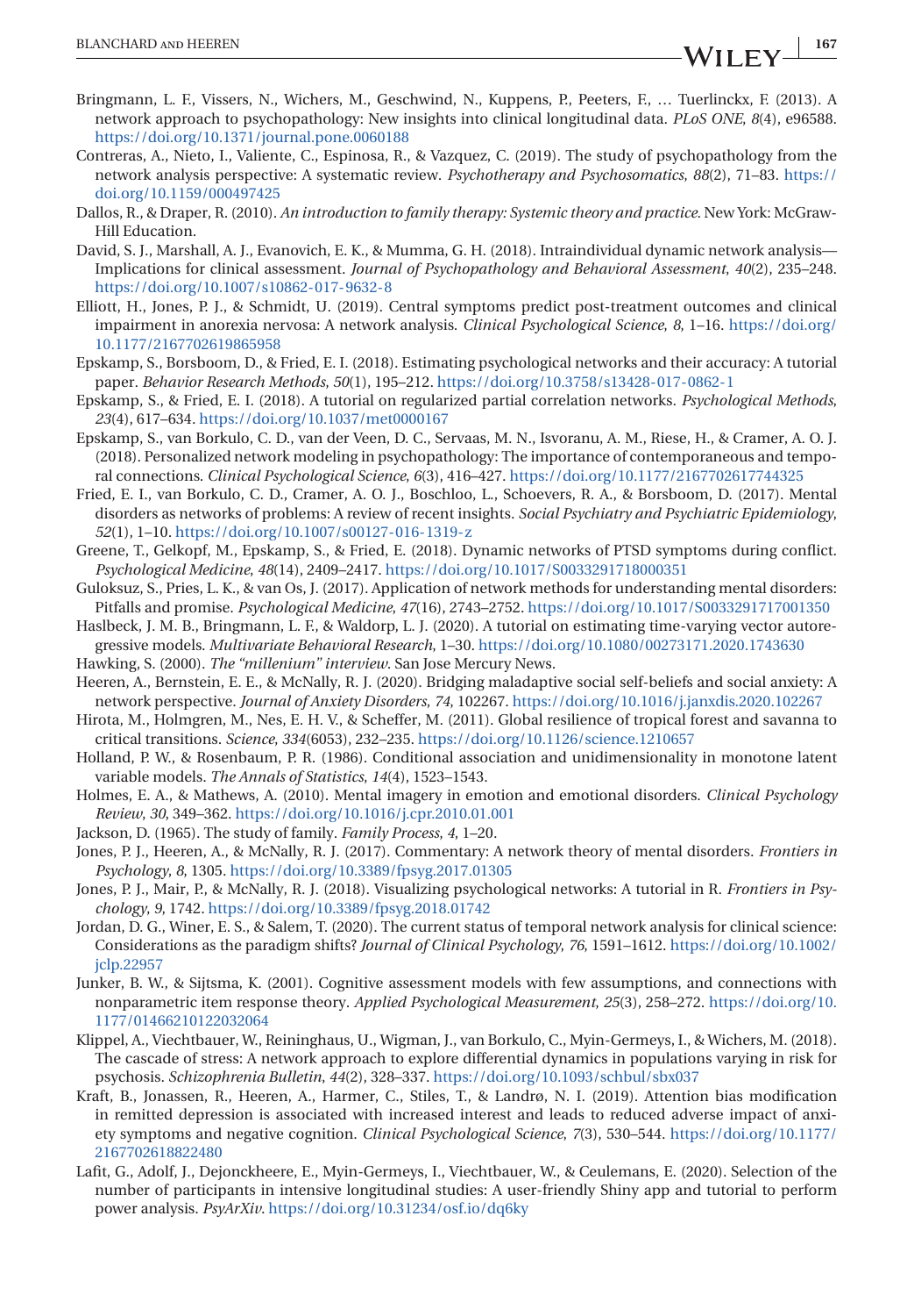Bringmann, L. F., Vissers, N., Wichers, M., Geschwind, N., Kuppens, P., Peeters, F., … Tuerlinckx, F. (2013). A network approach to psychopathology: New insights into clinical longitudinal data. *PLoS ONE*, *8*(4), e96588. https://doi.org/10.1371/journal.pone.0060188

Contreras, A., Nieto, I., Valiente, C., Espinosa, R., & Vazquez, C. (2019). The study of psychopathology from the network analysis perspective: A systematic review. *Psychotherapy and Psychosomatics*, *88*(2), 71–83. https://doi.org/10.1159/000497425

Dallos, R., & Draper, R. (2010). *An introduction to family therapy: Systemic theory and practice*. New York: McGraw-Hill Education.

David, S. J., Marshall, A. J., Evanovich, E. K., & Mumma, G. H. (2018). Intraindividual dynamic network analysis—Implications for clinical assessment. *Journal of Psychopathology and Behavioral Assessment*, *40*(2), 235–248. https://doi.org/10.1007/s10862-017-9632-8

Elliott, H., Jones, P. J., & Schmidt, U. (2019). Central symptoms predict post-treatment outcomes and clinical impairment in anorexia nervosa: A network analysis. *Clinical Psychological Science*, *8*, 1–16. https://doi.org/10.1177/2167702619865958

Epskamp, S., Borsboom, D., & Fried, E. I. (2018). Estimating psychological networks and their accuracy: A tutorial paper. *Behavior Research Methods*, *50*(1), 195–212. https://doi.org/10.3758/s13428-017-0862-1

Epskamp, S., & Fried, E. I. (2018). A tutorial on regularized partial correlation networks. *Psychological Methods*, *23*(4), 617–634. https://doi.org/10.1037/met0000167

Epskamp, S., van Borkulo, C. D., van der Veen, D. C., Servaas, M. N., Isvoranu, A. M., Riese, H., & Cramer, A. O. J. (2018). Personalized network modeling in psychopathology: The importance of contemporaneous and temporal connections. *Clinical Psychological Science*, *6*(3), 416–427. https://doi.org/10.1177/2167702617744325

Fried, E. I., van Borkulo, C. D., Cramer, A. O. J., Boschloo, L., Schoevers, R. A., & Borsboom, D. (2017). Mental disorders as networks of problems: A review of recent insights. *Social Psychiatry and Psychiatric Epidemiology*, *52*(1), 1–10. https://doi.org/10.1007/s00127-016-1319-z

Greene, T., Gelkopf, M., Epskamp, S., & Fried, E. (2018). Dynamic networks of PTSD symptoms during conflict. *Psychological Medicine*, *48*(14), 2409–2417. https://doi.org/10.1017/S0033291718000351

Guloksuz, S., Pries, L. K., & van Os, J. (2017). Application of network methods for understanding mental disorders: Pitfalls and promise. *Psychological Medicine*, *47*(16), 2743–2752. https://doi.org/10.1017/S0033291717001350

Haslbeck, J. M. B., Bringmann, L. F., & Waldorp, L. J. (2020). A tutorial on estimating time-varying vector autoregressive models. *Multivariate Behavioral Research*, 1–30. https://doi.org/10.1080/00273171.2020.1743630

Hawking, S. (2000). *The "millenium" interview*. San Jose Mercury News.

Heeren, A., Bernstein, E. E., & McNally, R. J. (2020). Bridging maladaptive social self-beliefs and social anxiety: A network perspective. *Journal of Anxiety Disorders*, *74*, 102267. https://doi.org/10.1016/j.janxdis.2020.102267

Hirota, M., Holmgren, M., Nes, E. H. V., & Scheffer, M. (2011). Global resilience of tropical forest and savanna to critical transitions. *Science*, *334*(6053), 232–235. https://doi.org/10.1126/science.1210657

Holland, P. W., & Rosenbaum, P. R. (1986). Conditional association and unidimensionality in monotone latent variable models. *The Annals of Statistics*, *14*(4), 1523–1543.

Holmes, E. A., & Mathews, A. (2010). Mental imagery in emotion and emotional disorders. *Clinical Psychology Review*, *30*, 349–362. https://doi.org/10.1016/j.cpr.2010.01.001

Jackson, D. (1965). The study of family. *Family Process*, *4*, 1–20.

Jones, P. J., Heeren, A., & McNally, R. J. (2017). Commentary: A network theory of mental disorders. *Frontiers in Psychology*, *8*, 1305. https://doi.org/10.3389/fpsyg.2017.01305

Jones, P. J., Mair, P., & McNally, R. J. (2018). Visualizing psychological networks: A tutorial in R. *Frontiers in Psychology*, *9*, 1742. https://doi.org/10.3389/fpsyg.2018.01742

Jordan, D. G., Winer, E. S., & Salem, T. (2020). The current status of temporal network analysis for clinical science: Considerations as the paradigm shifts? *Journal of Clinical Psychology*, *76*, 1591–1612. https://doi.org/10.1002/jclp.22957

Junker, B. W., & Sijtsma, K. (2001). Cognitive assessment models with few assumptions, and connections with nonparametric item response theory. *Applied Psychological Measurement*, *25*(3), 258–272. https://doi.org/10.1177/01466210122032064

Klippel, A., Viechtbauer, W., Reininghaus, U., Wigman, J., van Borkulo, C., Myin-Germeys, I., & Wichers, M. (2018). The cascade of stress: A network approach to explore differential dynamics in populations varying in risk for psychosis. *Schizophrenia Bulletin*, *44*(2), 328–337. https://doi.org/10.1093/schbul/sbx037

Kraft, B., Jonassen, R., Heeren, A., Harmer, C., Stiles, T., & Landrø, N. I. (2019). Attention bias modification in remitted depression is associated with increased interest and leads to reduced adverse impact of anxiety symptoms and negative cognition. *Clinical Psychological Science*, *7*(3), 530–544. https://doi.org/10.1177/2167702618822480

Lafit, G., Adolf, J., Dejonckheere, E., Myin-Germeys, I., Viechtbauer, W., & Ceulemans, E. (2020). Selection of the number of participants in intensive longitudinal studies: A user-friendly Shiny app and tutorial to perform power analysis. *PsyArXiv*. https://doi.org/10.31234/osf.io/dq6ky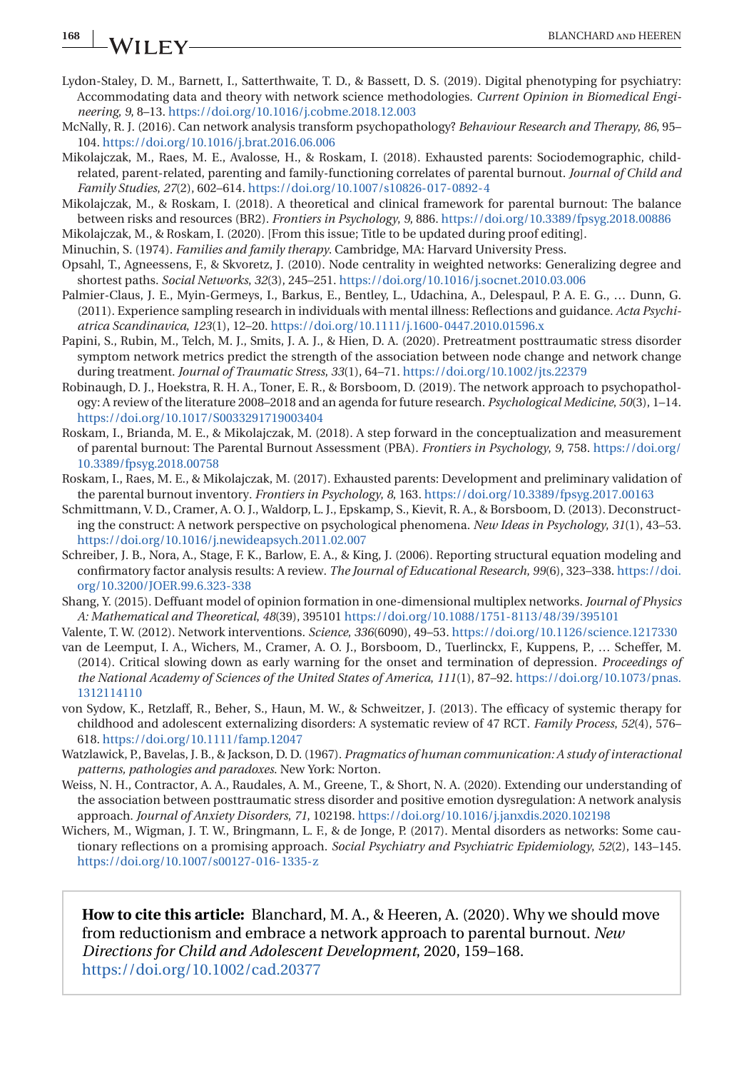Lydon-Staley, D. M., Barnett, I., Satterthwaite, T. D., & Bassett, D. S. (2019). Digital phenotyping for psychiatry: Accommodating data and theory with network science methodologies. *Current Opinion in Biomedical Engineering*, *9*, 8–13. https://doi.org/10.1016/j.cobme.2018.12.003

McNally, R. J. (2016). Can network analysis transform psychopathology? *Behaviour Research and Therapy*, *86*, 95–104. https://doi.org/10.1016/j.brat.2016.06.006

Mikolajczak, M., Raes, M. E., Avalosse, H., & Roskam, I. (2018). Exhausted parents: Sociodemographic, child-related, parent-related, parenting and family-functioning correlates of parental burnout. *Journal of Child and Family Studies*, *27*(2), 602–614. https://doi.org/10.1007/s10826-017-0892-4

Mikolajczak, M., & Roskam, I. (2018). A theoretical and clinical framework for parental burnout: The balance between risks and resources (BR2). *Frontiers in Psychology*, *9*, 886. https://doi.org/10.3389/fpsyg.2018.00886

Mikolajczak, M., & Roskam, I. (2020). [From this issue; Title to be updated during proof editing].

Minuchin, S. (1974). *Families and family therapy*. Cambridge, MA: Harvard University Press.

Opsahl, T., Agneessens, F., & Skvoretz, J. (2010). Node centrality in weighted networks: Generalizing degree and shortest paths. *Social Networks*, *32*(3), 245–251. https://doi.org/10.1016/j.socnet.2010.03.006

Palmier-Claus, J. E., Myin-Germeys, I., Barkus, E., Bentley, L., Udachina, A., Delespaul, P. A. E. G., … Dunn, G. (2011). Experience sampling research in individuals with mental illness: Reflections and guidance. *Acta Psychiatrica Scandinavica*, *123*(1), 12–20. https://doi.org/10.1111/j.1600-0447.2010.01596.x

Papini, S., Rubin, M., Telch, M. J., Smits, J. A. J., & Hien, D. A. (2020). Pretreatment posttraumatic stress disorder symptom network metrics predict the strength of the association between node change and network change during treatment. *Journal of Traumatic Stress*, *33*(1), 64–71. https://doi.org/10.1002/jts.22379

Robinaugh, D. J., Hoekstra, R. H. A., Toner, E. R., & Borsboom, D. (2019). The network approach to psychopathology: A review of the literature 2008–2018 and an agenda for future research. *Psychological Medicine*, *50*(3), 1–14. https://doi.org/10.1017/S0033291719003404

Roskam, I., Brianda, M. E., & Mikolajczak, M. (2018). A step forward in the conceptualization and measurement of parental burnout: The Parental Burnout Assessment (PBA). *Frontiers in Psychology*, *9*, 758. https://doi.org/10.3389/fpsyg.2018.00758

Roskam, I., Raes, M. E., & Mikolajczak, M. (2017). Exhausted parents: Development and preliminary validation of the parental burnout inventory. *Frontiers in Psychology*, *8*, 163. https://doi.org/10.3389/fpsyg.2017.00163

Schmittmann, V. D., Cramer, A. O. J., Waldorp, L. J., Epskamp, S., Kievit, R. A., & Borsboom, D. (2013). Deconstructing the construct: A network perspective on psychological phenomena. *New Ideas in Psychology*, *31*(1), 43–53. https://doi.org/10.1016/j.newideapsych.2011.02.007

Schreiber, J. B., Nora, A., Stage, F. K., Barlow, E. A., & King, J. (2006). Reporting structural equation modeling and confirmatory factor analysis results: A review. *The Journal of Educational Research*, *99*(6), 323–338. https://doi.org/10.3200/JOER.99.6.323-338

Shang, Y. (2015). Deffuant model of opinion formation in one-dimensional multiplex networks. *Journal of Physics A: Mathematical and Theoretical*, *48*(39), 395101 https://doi.org/10.1088/1751-8113/48/39/395101

Valente, T. W. (2012). Network interventions. *Science*, *336*(6090), 49–53. https://doi.org/10.1126/science.1217330

van de Leemput, I. A., Wichers, M., Cramer, A. O. J., Borsboom, D., Tuerlinckx, F., Kuppens, P., … Scheffer, M. (2014). Critical slowing down as early warning for the onset and termination of depression. *Proceedings of the National Academy of Sciences of the United States of America*, *111*(1), 87–92. https://doi.org/10.1073/pnas.1312114110

von Sydow, K., Retzlaff, R., Beher, S., Haun, M. W., & Schweitzer, J. (2013). The efficacy of systemic therapy for childhood and adolescent externalizing disorders: A systematic review of 47 RCT. *Family Process*, *52*(4), 576–618. https://doi.org/10.1111/famp.12047

Watzlawick, P., Bavelas, J. B., & Jackson, D. D. (1967). *Pragmatics of human communication: A study of interactional patterns, pathologies and paradoxes*. New York: Norton.

Weiss, N. H., Contractor, A. A., Raudales, A. M., Greene, T., & Short, N. A. (2020). Extending our understanding of the association between posttraumatic stress disorder and positive emotion dysregulation: A network analysis approach. *Journal of Anxiety Disorders*, *71*, 102198. https://doi.org/10.1016/j.janxdis.2020.102198

Wichers, M., Wigman, J. T. W., Bringmann, L. F., & de Jonge, P. (2017). Mental disorders as networks: Some cautionary reflections on a promising approach. *Social Psychiatry and Psychiatric Epidemiology*, *52*(2), 143–145. https://doi.org/10.1007/s00127-016-1335-z

**How to cite this article:** Blanchard, M. A., & Heeren, A. (2020). Why we should move from reductionism and embrace a network approach to parental burnout. *New Directions for Child and Adolescent Development*, 2020, 159–168. https://doi.org/10.1002/cad.20377